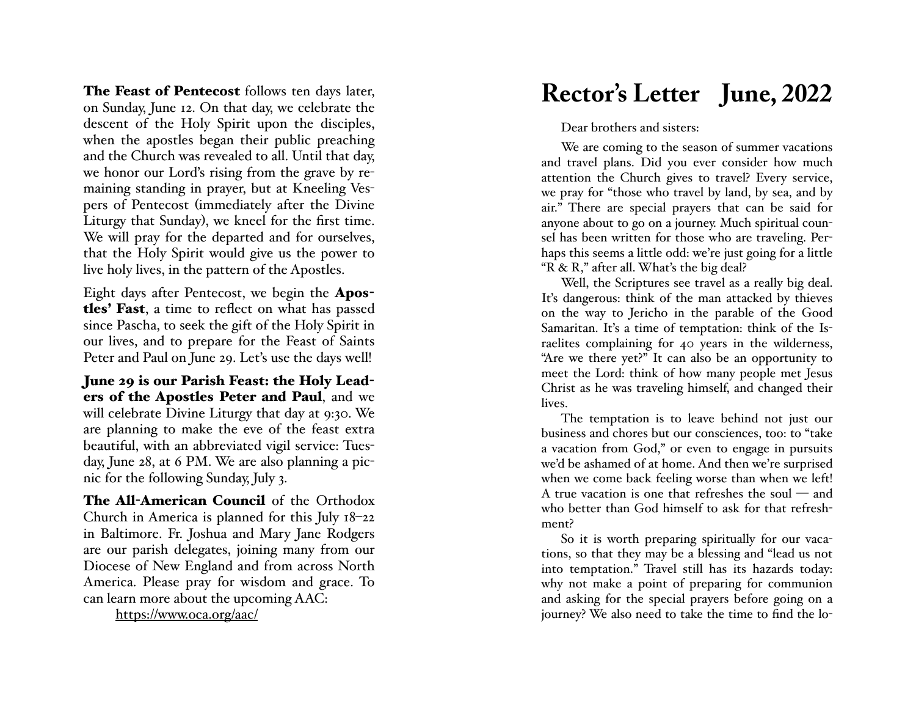**The Feast of Pentecost** follows ten days later, on Sunday, June 12. On that day, we celebrate the descent of the Holy Spirit upon the disciples, when the apostles began their public preaching and the Church was revealed to all. Until that day, we honor our Lord's rising from the grave by remaining standing in prayer, but at Kneeling Vespers of Pentecost (immediately after the Divine Liturgy that Sunday), we kneel for the first time. We will pray for the departed and for ourselves, that the Holy Spirit would give us the power to live holy lives, in the pattern of the Apostles.

Eight days after Pentecost, we begin the **Apostles' Fast**, a time to reflect on what has passed since Pascha, to seek the gift of the Holy Spirit in our lives, and to prepare for the Feast of Saints Peter and Paul on June 29. Let's use the days well!

**June 29 is our Parish Feast: the Holy Leaders of the Apostles Peter and Paul**, and we will celebrate Divine Liturgy that day at 9:30. We are planning to make the eve of the feast extra beautiful, with an abbreviated vigil service: Tuesday, June 28, at 6 PM. We are also planning a picnic for the following Sunday, July 3.

**The All-American Council** of the Orthodox Church in America is planned for this July 18–22 in Baltimore. Fr. Joshua and Mary Jane Rodgers are our parish delegates, joining many from our Diocese of New England and from across North America. Please pray for wisdom and grace. To can learn more about the upcoming AAC:

https://www.oca.org/aac/

# Rector's Letter June, 2022

Dear brothers and sisters:

We are coming to the season of summer vacations and travel plans. Did you ever consider how much attention the Church gives to travel? Every service, we pray for "those who travel by land, by sea, and by air." There are special prayers that can be said for anyone about to go on a journey. Much spiritual counsel has been written for those who are traveling. Perhaps this seems a little odd: we're just going for a little "R & R," after all. What's the big deal?

Well, the Scriptures see travel as a really big deal. It's dangerous: think of the man attacked by thieves on the way to Jericho in the parable of the Good Samaritan. It's a time of temptation: think of the Israelites complaining for 40 years in the wilderness, "Are we there yet?" It can also be an opportunity to meet the Lord: think of how many people met Jesus Christ as he was traveling himself, and changed their lives.

The temptation is to leave behind not just our business and chores but our consciences, too: to "take a vacation from God," or even to engage in pursuits we'd be ashamed of at home. And then we're surprised when we come back feeling worse than when we left! A true vacation is one that refreshes the soul — and who better than God himself to ask for that refreshment?

So it is worth preparing spiritually for our vacations, so that they may be a blessing and "lead us not into temptation." Travel still has its hazards today: why not make a point of preparing for communion and asking for the special prayers before going on a journey? We also need to take the time to find the lo-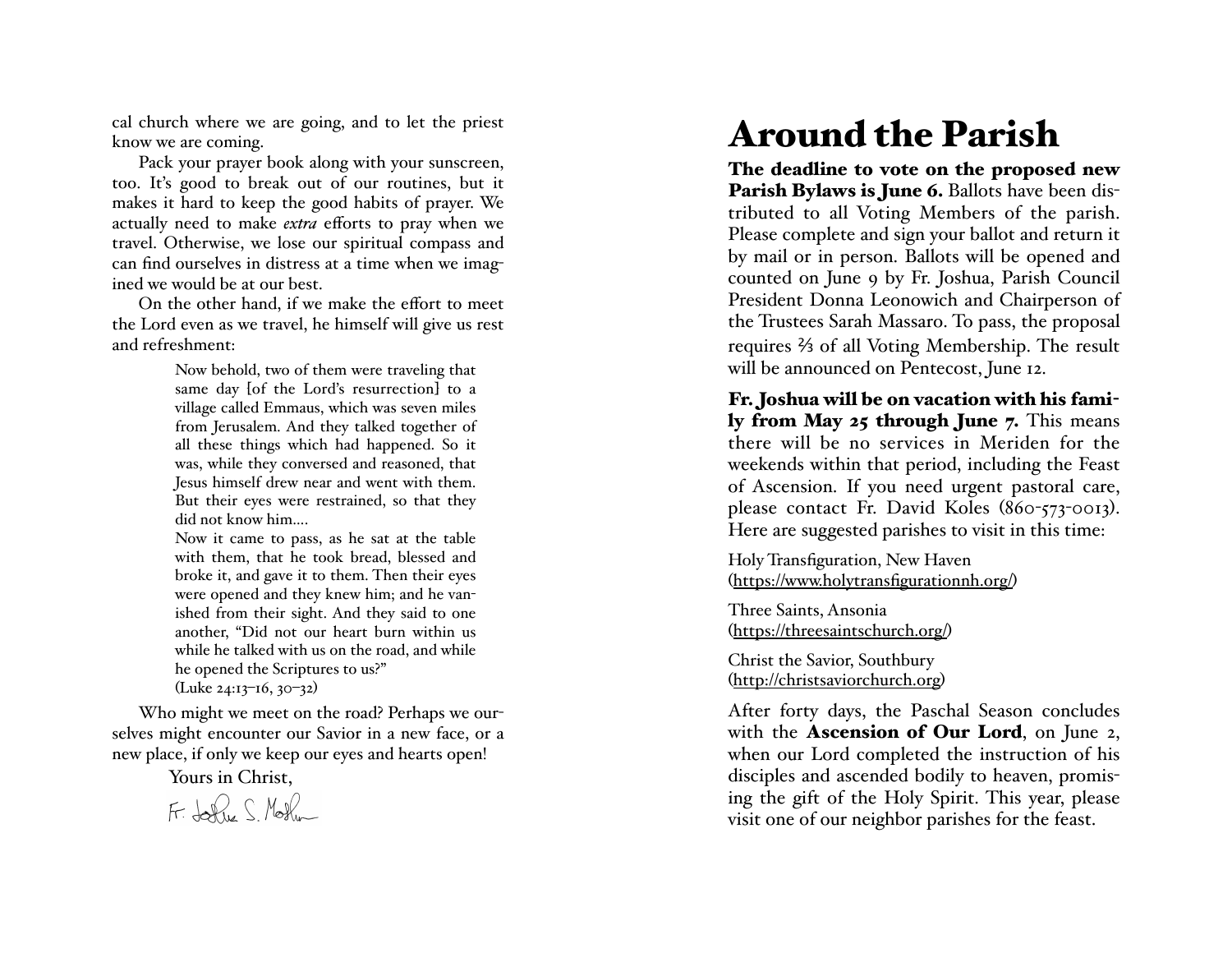cal church where we are going, and to let the priest know we are coming.

Pack your prayer book along with your sunscreen, too. It's good to break out of our routines, but it makes it hard to keep the good habits of prayer. We actually need to make *extra* efforts to pray when we travel. Otherwise, we lose our spiritual compass and can find ourselves in distress at a time when we imagined we would be at our best.

On the other hand, if we make the effort to meet the Lord even as we travel, he himself will give us rest and refreshment:

> Now behold, two of them were traveling that same day [of the Lord's resurrection] to a village called Emmaus, which was seven miles from Jerusalem. And they talked together of all these things which had happened. So it was, while they conversed and reasoned, that Jesus himself drew near and went with them. But their eyes were restrained, so that they did not know him....
>
> Now it came to pass, as he sat at the table with them, that he took bread, blessed and broke it, and gave it to them. Then their eyes were opened and they knew him; and he vanished from their sight. And they said to one another, "Did not our heart burn within us while he talked with us on the road, and while he opened the Scriptures to us?"
> (Luke 24:13–16, 30–32)

Who might we meet on the road? Perhaps we ourselves might encounter our Savior in a new face, or a new place, if only we keep our eyes and hearts open!

Yours in Christ,

Fr. Joshua S. Mosher

# Around the Parish

**The deadline to vote on the proposed new Parish Bylaws is June 6.** Ballots have been distributed to all Voting Members of the parish. Please complete and sign your ballot and return it by mail or in person. Ballots will be opened and counted on June 9 by Fr. Joshua, Parish Council President Donna Leonowich and Chairperson of the Trustees Sarah Massaro. To pass, the proposal requires ⅔ of all Voting Membership. The result will be announced on Pentecost, June 12.

**Fr. Joshua will be on vacation with his family from May 25 through June 7.** This means there will be no services in Meriden for the weekends within that period, including the Feast of Ascension. If you need urgent pastoral care, please contact Fr. David Koles (860-573-0013). Here are suggested parishes to visit in this time:

Holy Transfiguration, New Haven
(https://www.holytransfigurationnh.org/)

Three Saints, Ansonia
(https://threesaintschurch.org/)

Christ the Savior, Southbury
(http://christsaviorchurch.org)

After forty days, the Paschal Season concludes with the **Ascension of Our Lord**, on June 2, when our Lord completed the instruction of his disciples and ascended bodily to heaven, promising the gift of the Holy Spirit. This year, please visit one of our neighbor parishes for the feast.